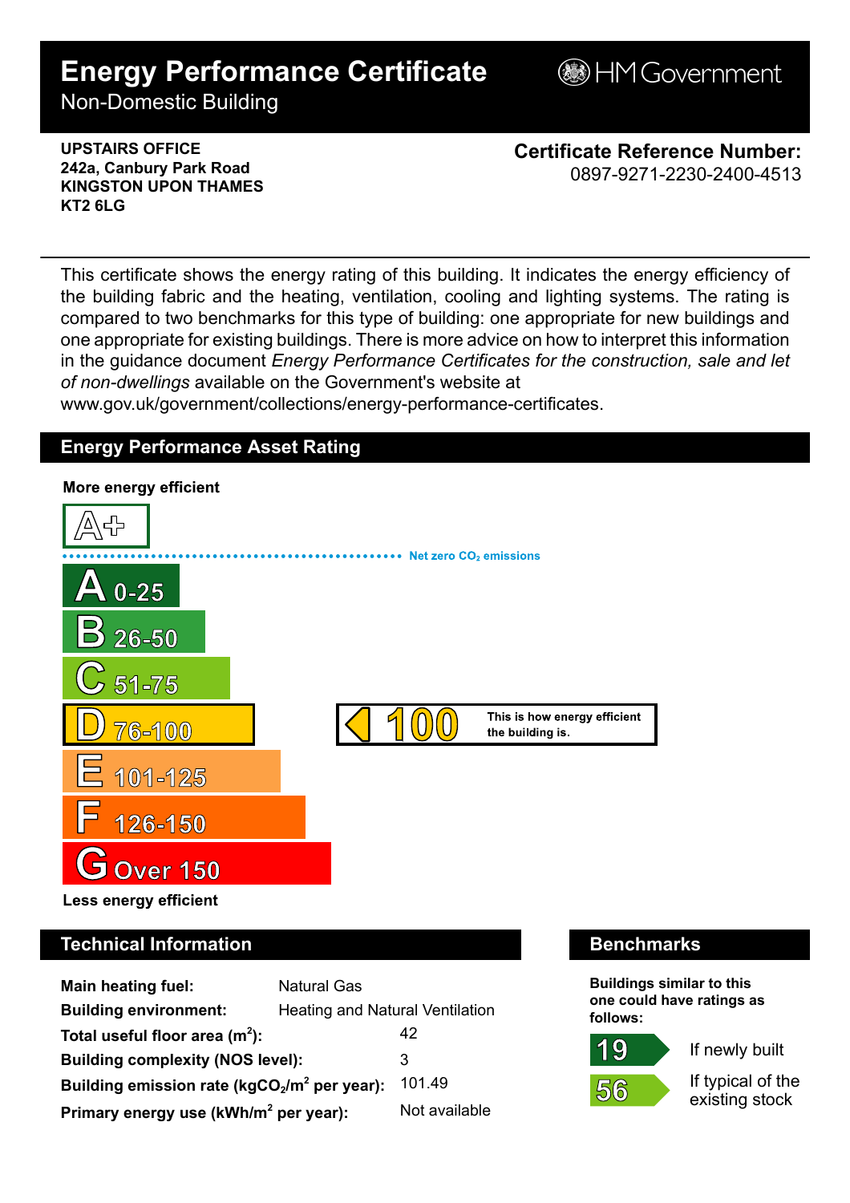# Energy Performance Certificate

Non-Domestic Building

HM Government

**UPSTAIRS OFFICE**
**242a, Canbury Park Road**
**KINGSTON UPON THAMES**
**KT2 6LG**

**Certificate Reference Number:**
0897-9271-2230-2400-4513

This certificate shows the energy rating of this building. It indicates the energy efficiency of the building fabric and the heating, ventilation, cooling and lighting systems. The rating is compared to two benchmarks for this type of building: one appropriate for new buildings and one appropriate for existing buildings. There is more advice on how to interpret this information in the guidance document *Energy Performance Certificates for the construction, sale and let of non-dwellings* available on the Government's website at www.gov.uk/government/collections/energy-performance-certificates.

## Energy Performance Asset Rating

**More energy efficient**

- A+
- Net zero $CO_2$ emissions
- A 0-25
- B 26-50
- C 51-75
- D 76-100 — **100** This is how energy efficient the building is.
- E 101-125
- F 126-150
- G Over 150

**Less energy efficient**

## Technical Information

| | |
|---|---|
| **Main heating fuel:** | Natural Gas |
| **Building environment:** | Heating and Natural Ventilation |
| **Total useful floor area ($m^2$):** | 42 |
| **Building complexity (NOS level):** | 3 |
| **Building emission rate ($kgCO_2/m^2$ per year):** | 101.49 |
| **Primary energy use ($kWh/m^2$ per year):** | Not available |

## Benchmarks

**Buildings similar to this one could have ratings as follows:**

| | |
|---|---|
| 19 | If newly built |
| 56 | If typical of the existing stock |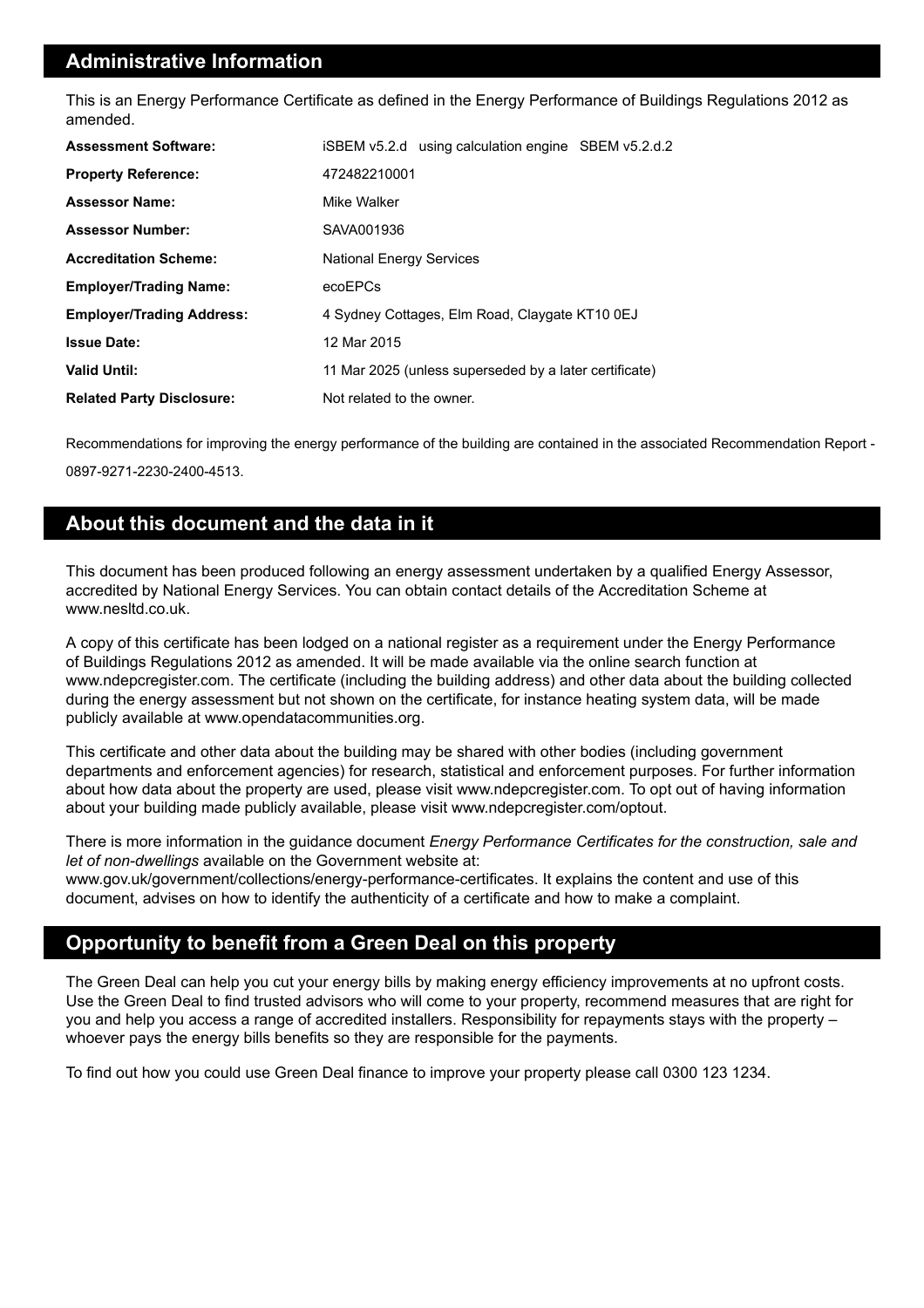## Administrative Information

This is an Energy Performance Certificate as defined in the Energy Performance of Buildings Regulations 2012 as amended.

| | |
|---|---|
| **Assessment Software:** | iSBEM v5.2.d using calculation engine SBEM v5.2.d.2 |
| **Property Reference:** | 472482210001 |
| **Assessor Name:** | Mike Walker |
| **Assessor Number:** | SAVA001936 |
| **Accreditation Scheme:** | National Energy Services |
| **Employer/Trading Name:** | ecoEPCs |
| **Employer/Trading Address:** | 4 Sydney Cottages, Elm Road, Claygate KT10 0EJ |
| **Issue Date:** | 12 Mar 2015 |
| **Valid Until:** | 11 Mar 2025 (unless superseded by a later certificate) |
| **Related Party Disclosure:** | Not related to the owner. |

Recommendations for improving the energy performance of the building are contained in the associated Recommendation Report - 0897-9271-2230-2400-4513.

## About this document and the data in it

This document has been produced following an energy assessment undertaken by a qualified Energy Assessor, accredited by National Energy Services. You can obtain contact details of the Accreditation Scheme at www.nesltd.co.uk.

A copy of this certificate has been lodged on a national register as a requirement under the Energy Performance of Buildings Regulations 2012 as amended. It will be made available via the online search function at www.ndepcregister.com. The certificate (including the building address) and other data about the building collected during the energy assessment but not shown on the certificate, for instance heating system data, will be made publicly available at www.opendatacommunities.org.

This certificate and other data about the building may be shared with other bodies (including government departments and enforcement agencies) for research, statistical and enforcement purposes. For further information about how data about the property are used, please visit www.ndepcregister.com. To opt out of having information about your building made publicly available, please visit www.ndepcregister.com/optout.

There is more information in the guidance document *Energy Performance Certificates for the construction, sale and let of non-dwellings* available on the Government website at: www.gov.uk/government/collections/energy-performance-certificates. It explains the content and use of this document, advises on how to identify the authenticity of a certificate and how to make a complaint.

## Opportunity to benefit from a Green Deal on this property

The Green Deal can help you cut your energy bills by making energy efficiency improvements at no upfront costs. Use the Green Deal to find trusted advisors who will come to your property, recommend measures that are right for you and help you access a range of accredited installers. Responsibility for repayments stays with the property – whoever pays the energy bills benefits so they are responsible for the payments.

To find out how you could use Green Deal finance to improve your property please call 0300 123 1234.